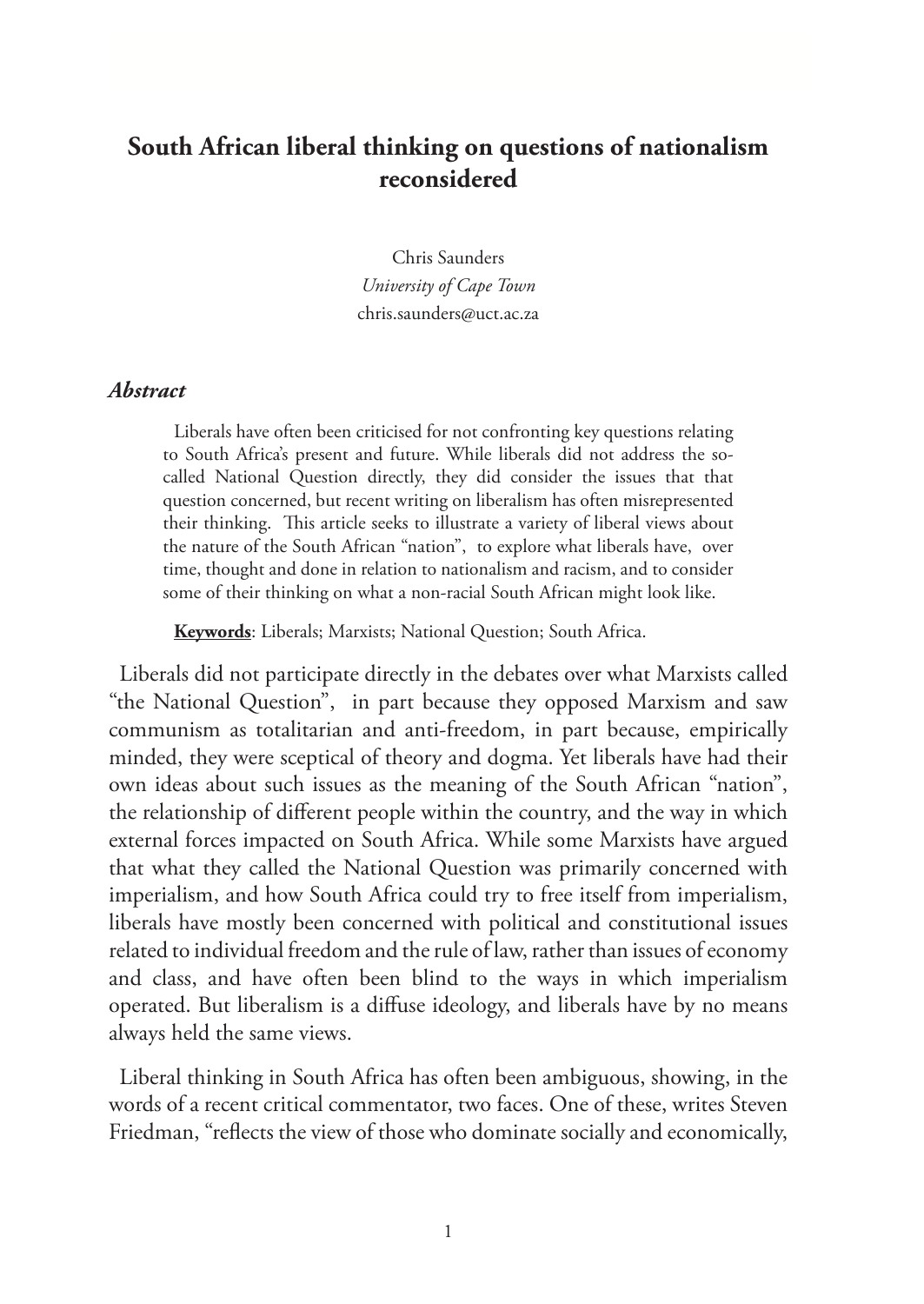# South African liberal thinking on questions of nationalism reconsidered

Chris Saunders
*University of Cape Town*
chris.saunders@uct.ac.za

## *Abstract*

Liberals have often been criticised for not confronting key questions relating to South Africa's present and future. While liberals did not address the so-called National Question directly, they did consider the issues that that question concerned, but recent writing on liberalism has often misrepresented their thinking. This article seeks to illustrate a variety of liberal views about the nature of the South African "nation", to explore what liberals have, over time, thought and done in relation to nationalism and racism, and to consider some of their thinking on what a non-racial South African might look like.

**Keywords**: Liberals; Marxists; National Question; South Africa.

Liberals did not participate directly in the debates over what Marxists called "the National Question", in part because they opposed Marxism and saw communism as totalitarian and anti-freedom, in part because, empirically minded, they were sceptical of theory and dogma. Yet liberals have had their own ideas about such issues as the meaning of the South African "nation", the relationship of different people within the country, and the way in which external forces impacted on South Africa. While some Marxists have argued that what they called the National Question was primarily concerned with imperialism, and how South Africa could try to free itself from imperialism, liberals have mostly been concerned with political and constitutional issues related to individual freedom and the rule of law, rather than issues of economy and class, and have often been blind to the ways in which imperialism operated. But liberalism is a diffuse ideology, and liberals have by no means always held the same views.

Liberal thinking in South Africa has often been ambiguous, showing, in the words of a recent critical commentator, two faces. One of these, writes Steven Friedman, "reflects the view of those who dominate socially and economically,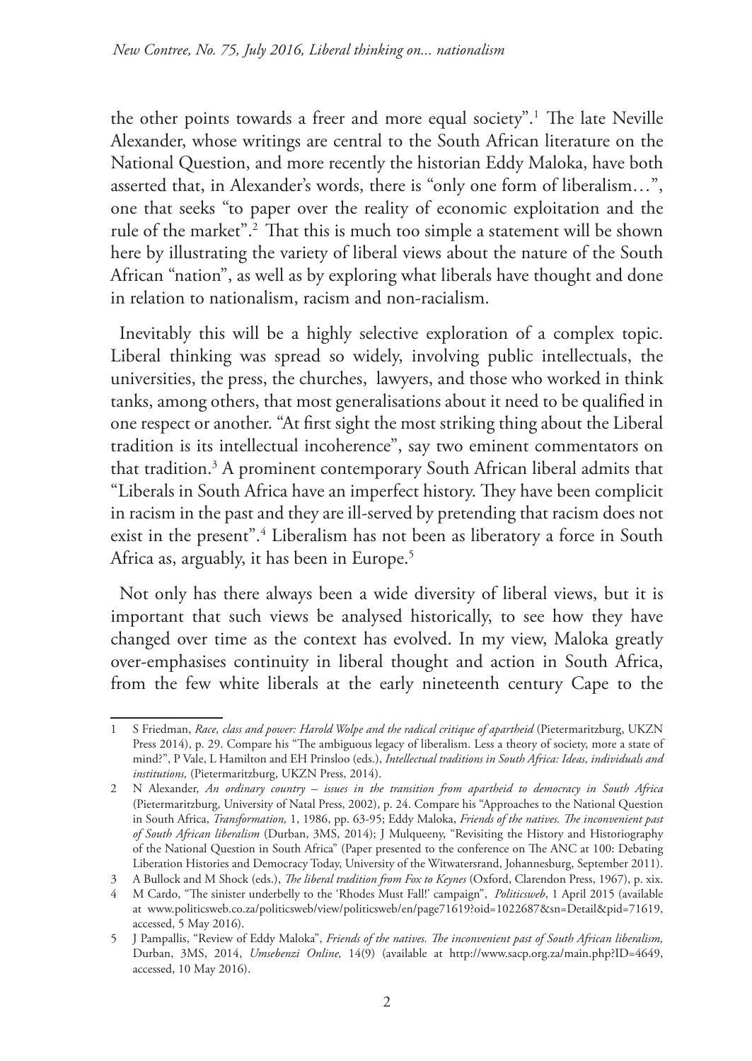the other points towards a freer and more equal society".[1] The late Neville Alexander, whose writings are central to the South African literature on the National Question, and more recently the historian Eddy Maloka, have both asserted that, in Alexander's words, there is "only one form of liberalism…", one that seeks "to paper over the reality of economic exploitation and the rule of the market".[2] That this is much too simple a statement will be shown here by illustrating the variety of liberal views about the nature of the South African "nation", as well as by exploring what liberals have thought and done in relation to nationalism, racism and non-racialism.

Inevitably this will be a highly selective exploration of a complex topic. Liberal thinking was spread so widely, involving public intellectuals, the universities, the press, the churches, lawyers, and those who worked in think tanks, among others, that most generalisations about it need to be qualified in one respect or another. "At first sight the most striking thing about the Liberal tradition is its intellectual incoherence", say two eminent commentators on that tradition.[3] A prominent contemporary South African liberal admits that "Liberals in South Africa have an imperfect history. They have been complicit in racism in the past and they are ill-served by pretending that racism does not exist in the present".[4] Liberalism has not been as liberatory a force in South Africa as, arguably, it has been in Europe.[5]

Not only has there always been a wide diversity of liberal views, but it is important that such views be analysed historically, to see how they have changed over time as the context has evolved. In my view, Maloka greatly over-emphasises continuity in liberal thought and action in South Africa, from the few white liberals at the early nineteenth century Cape to the

---

1 S Friedman, *Race, class and power: Harold Wolpe and the radical critique of apartheid* (Pietermaritzburg, UKZN Press 2014), p. 29. Compare his "The ambiguous legacy of liberalism. Less a theory of society, more a state of mind?", P Vale, L Hamilton and EH Prinsloo (eds.), *Intellectual traditions in South Africa: Ideas, individuals and institutions,* (Pietermaritzburg, UKZN Press, 2014).

2 N Alexander, *An ordinary country – issues in the transition from apartheid to democracy in South Africa* (Pietermaritzburg, University of Natal Press, 2002), p. 24. Compare his "Approaches to the National Question in South Africa, *Transformation,* 1, 1986, pp. 63-95; Eddy Maloka, *Friends of the natives. The inconvenient past of South African liberalism* (Durban, 3MS, 2014); J Mulqueeny, "Revisiting the History and Historiography of the National Question in South Africa" (Paper presented to the conference on The ANC at 100: Debating Liberation Histories and Democracy Today, University of the Witwatersrand, Johannesburg, September 2011).

3 A Bullock and M Shock (eds.), *The liberal tradition from Fox to Keynes* (Oxford, Clarendon Press, 1967), p. xix.

4 M Cardo, "The sinister underbelly to the 'Rhodes Must Fall!' campaign", *Politicsweb*, 1 April 2015 (available at www.politicsweb.co.za/politicsweb/view/politicsweb/en/page71619?oid=1022687&sn=Detail&pid=71619, accessed, 5 May 2016).

5 J Pampallis, "Review of Eddy Maloka", *Friends of the natives. The inconvenient past of South African liberalism,* Durban, 3MS, 2014, *Umsebenzi Online,* 14(9) (available at http://www.sacp.org.za/main.php?ID=4649, accessed, 10 May 2016).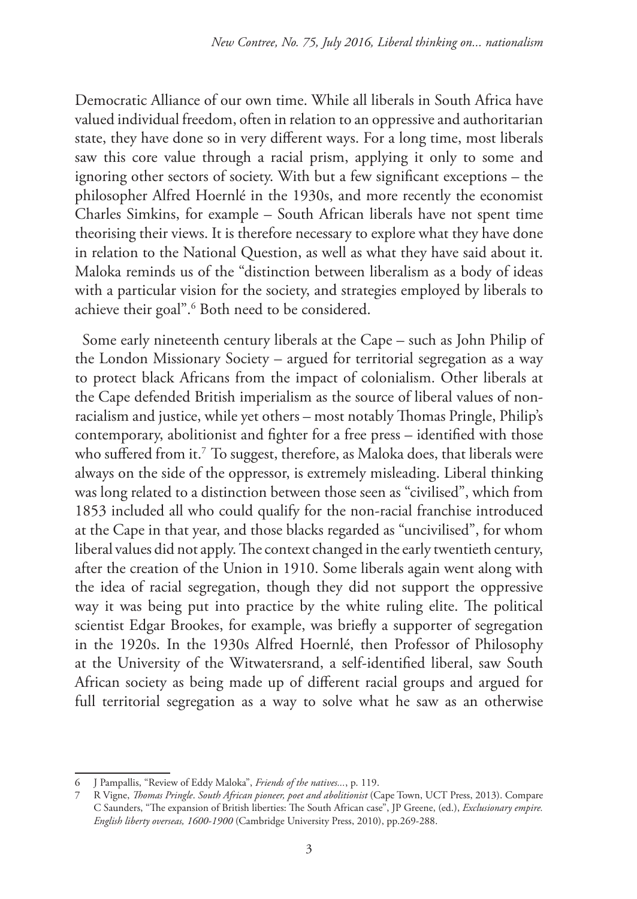Democratic Alliance of our own time. While all liberals in South Africa have valued individual freedom, often in relation to an oppressive and authoritarian state, they have done so in very different ways. For a long time, most liberals saw this core value through a racial prism, applying it only to some and ignoring other sectors of society. With but a few significant exceptions – the philosopher Alfred Hoernlé in the 1930s, and more recently the economist Charles Simkins, for example – South African liberals have not spent time theorising their views. It is therefore necessary to explore what they have done in relation to the National Question, as well as what they have said about it. Maloka reminds us of the "distinction between liberalism as a body of ideas with a particular vision for the society, and strategies employed by liberals to achieve their goal".[6] Both need to be considered.

Some early nineteenth century liberals at the Cape – such as John Philip of the London Missionary Society – argued for territorial segregation as a way to protect black Africans from the impact of colonialism. Other liberals at the Cape defended British imperialism as the source of liberal values of non-racialism and justice, while yet others – most notably Thomas Pringle, Philip's contemporary, abolitionist and fighter for a free press – identified with those who suffered from it.[7] To suggest, therefore, as Maloka does, that liberals were always on the side of the oppressor, is extremely misleading. Liberal thinking was long related to a distinction between those seen as "civilised", which from 1853 included all who could qualify for the non-racial franchise introduced at the Cape in that year, and those blacks regarded as "uncivilised", for whom liberal values did not apply. The context changed in the early twentieth century, after the creation of the Union in 1910. Some liberals again went along with the idea of racial segregation, though they did not support the oppressive way it was being put into practice by the white ruling elite. The political scientist Edgar Brookes, for example, was briefly a supporter of segregation in the 1920s. In the 1930s Alfred Hoernlé, then Professor of Philosophy at the University of the Witwatersrand, a self-identified liberal, saw South African society as being made up of different racial groups and argued for full territorial segregation as a way to solve what he saw as an otherwise

---

6 J Pampallis, "Review of Eddy Maloka", *Friends of the natives...*, p. 119.

7 R Vigne, *Thomas Pringle. South African pioneer, poet and abolitionist* (Cape Town, UCT Press, 2013). Compare C Saunders, "The expansion of British liberties: The South African case", JP Greene, (ed.), *Exclusionary empire. English liberty overseas, 1600-1900* (Cambridge University Press, 2010), pp.269-288.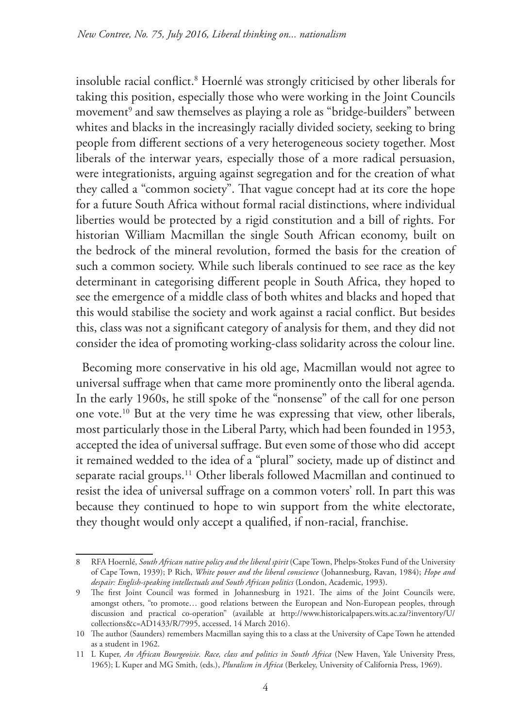insoluble racial conflict.[8] Hoernlé was strongly criticised by other liberals for taking this position, especially those who were working in the Joint Councils movement[9] and saw themselves as playing a role as "bridge-builders" between whites and blacks in the increasingly racially divided society, seeking to bring people from different sections of a very heterogeneous society together. Most liberals of the interwar years, especially those of a more radical persuasion, were integrationists, arguing against segregation and for the creation of what they called a "common society". That vague concept had at its core the hope for a future South Africa without formal racial distinctions, where individual liberties would be protected by a rigid constitution and a bill of rights. For historian William Macmillan the single South African economy, built on the bedrock of the mineral revolution, formed the basis for the creation of such a common society. While such liberals continued to see race as the key determinant in categorising different people in South Africa, they hoped to see the emergence of a middle class of both whites and blacks and hoped that this would stabilise the society and work against a racial conflict. But besides this, class was not a significant category of analysis for them, and they did not consider the idea of promoting working-class solidarity across the colour line.

Becoming more conservative in his old age, Macmillan would not agree to universal suffrage when that came more prominently onto the liberal agenda. In the early 1960s, he still spoke of the "nonsense" of the call for one person one vote.[10] But at the very time he was expressing that view, other liberals, most particularly those in the Liberal Party, which had been founded in 1953, accepted the idea of universal suffrage. But even some of those who did accept it remained wedded to the idea of a "plural" society, made up of distinct and separate racial groups.[11] Other liberals followed Macmillan and continued to resist the idea of universal suffrage on a common voters' roll. In part this was because they continued to hope to win support from the white electorate, they thought would only accept a qualified, if non-racial, franchise.

---

8 RFA Hoernlé, *South African native policy and the liberal spirit* (Cape Town, Phelps-Stokes Fund of the University of Cape Town, 1939); P Rich, *White power and the liberal conscience* (Johannesburg, Ravan, 1984); *Hope and despair: English-speaking intellectuals and South African politics* (London, Academic, 1993).

9 The first Joint Council was formed in Johannesburg in 1921. The aims of the Joint Councils were, amongst others, "to promote… good relations between the European and Non-European peoples, through discussion and practical co-operation" (available at http://www.historicalpapers.wits.ac.za/?inventory/U/collections&c=AD1433/R/7995, accessed, 14 March 2016).

10 The author (Saunders) remembers Macmillan saying this to a class at the University of Cape Town he attended as a student in 1962.

11 L Kuper, *An African Bourgeoisie. Race, class and politics in South Africa* (New Haven, Yale University Press, 1965); L Kuper and MG Smith, (eds.), *Pluralism in Africa* (Berkeley, University of California Press, 1969).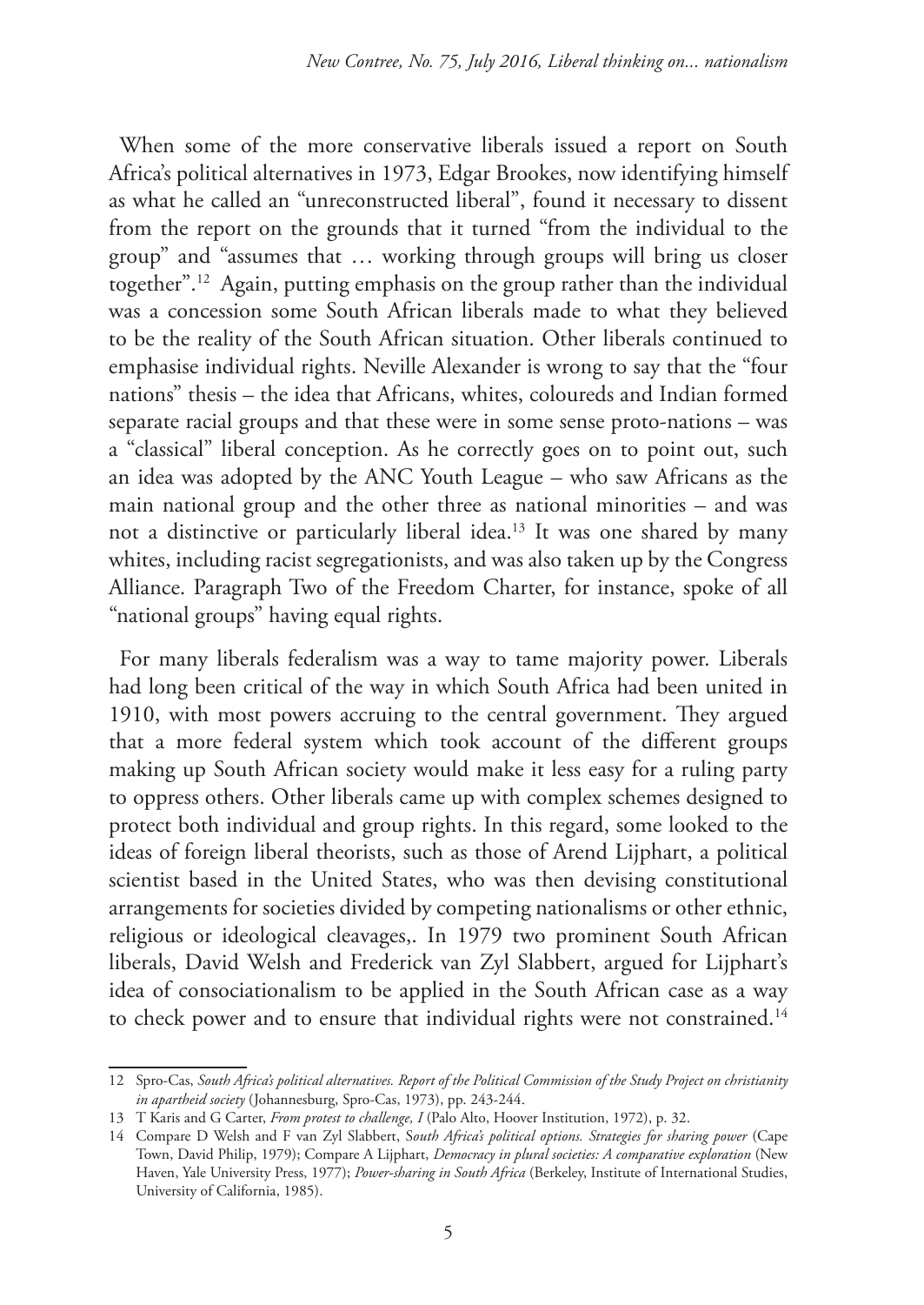When some of the more conservative liberals issued a report on South Africa's political alternatives in 1973, Edgar Brookes, now identifying himself as what he called an "unreconstructed liberal", found it necessary to dissent from the report on the grounds that it turned "from the individual to the group" and "assumes that … working through groups will bring us closer together".[12] Again, putting emphasis on the group rather than the individual was a concession some South African liberals made to what they believed to be the reality of the South African situation. Other liberals continued to emphasise individual rights. Neville Alexander is wrong to say that the "four nations" thesis – the idea that Africans, whites, coloureds and Indian formed separate racial groups and that these were in some sense proto-nations – was a "classical" liberal conception. As he correctly goes on to point out, such an idea was adopted by the ANC Youth League – who saw Africans as the main national group and the other three as national minorities – and was not a distinctive or particularly liberal idea.[13] It was one shared by many whites, including racist segregationists, and was also taken up by the Congress Alliance. Paragraph Two of the Freedom Charter, for instance, spoke of all "national groups" having equal rights.

For many liberals federalism was a way to tame majority power. Liberals had long been critical of the way in which South Africa had been united in 1910, with most powers accruing to the central government. They argued that a more federal system which took account of the different groups making up South African society would make it less easy for a ruling party to oppress others. Other liberals came up with complex schemes designed to protect both individual and group rights. In this regard, some looked to the ideas of foreign liberal theorists, such as those of Arend Lijphart, a political scientist based in the United States, who was then devising constitutional arrangements for societies divided by competing nationalisms or other ethnic, religious or ideological cleavages,. In 1979 two prominent South African liberals, David Welsh and Frederick van Zyl Slabbert, argued for Lijphart's idea of consociationalism to be applied in the South African case as a way to check power and to ensure that individual rights were not constrained.[14]

---

12 Spro-Cas, *South Africa's political alternatives. Report of the Political Commission of the Study Project on christianity in apartheid society* (Johannesburg, Spro-Cas, 1973), pp. 243-244.

13 T Karis and G Carter, *From protest to challenge, I* (Palo Alto, Hoover Institution, 1972), p. 32.

14 Compare D Welsh and F van Zyl Slabbert, *South Africa's political options. Strategies for sharing power* (Cape Town, David Philip, 1979); Compare A Lijphart, *Democracy in plural societies: A comparative exploration* (New Haven, Yale University Press, 1977); *Power-sharing in South Africa* (Berkeley, Institute of International Studies, University of California, 1985).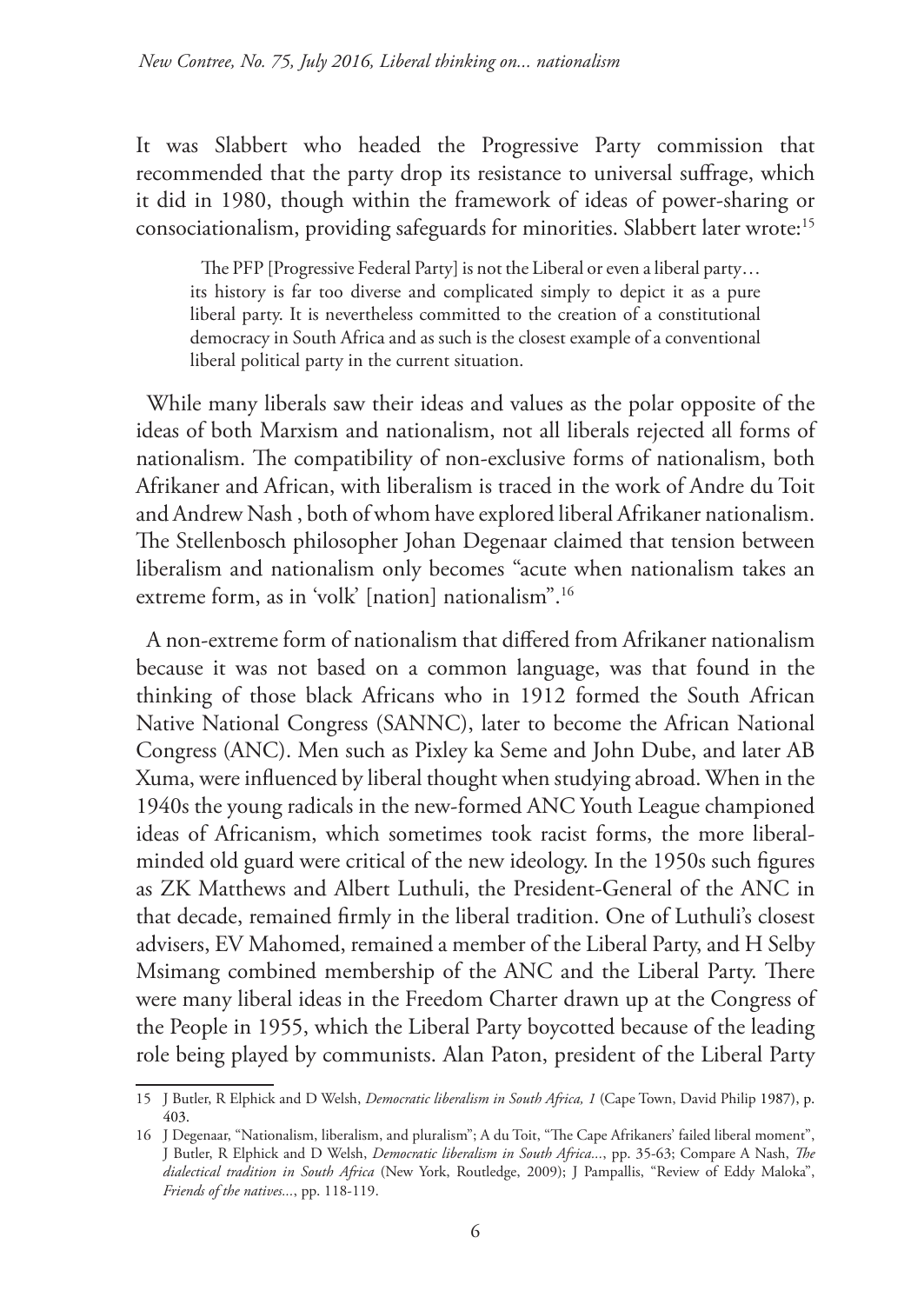It was Slabbert who headed the Progressive Party commission that recommended that the party drop its resistance to universal suffrage, which it did in 1980, though within the framework of ideas of power-sharing or consociationalism, providing safeguards for minorities. Slabbert later wrote:[15]

> The PFP [Progressive Federal Party] is not the Liberal or even a liberal party… its history is far too diverse and complicated simply to depict it as a pure liberal party. It is nevertheless committed to the creation of a constitutional democracy in South Africa and as such is the closest example of a conventional liberal political party in the current situation.

While many liberals saw their ideas and values as the polar opposite of the ideas of both Marxism and nationalism, not all liberals rejected all forms of nationalism. The compatibility of non-exclusive forms of nationalism, both Afrikaner and African, with liberalism is traced in the work of Andre du Toit and Andrew Nash , both of whom have explored liberal Afrikaner nationalism. The Stellenbosch philosopher Johan Degenaar claimed that tension between liberalism and nationalism only becomes "acute when nationalism takes an extreme form, as in 'volk' [nation] nationalism".[16]

A non-extreme form of nationalism that differed from Afrikaner nationalism because it was not based on a common language, was that found in the thinking of those black Africans who in 1912 formed the South African Native National Congress (SANNC), later to become the African National Congress (ANC). Men such as Pixley ka Seme and John Dube, and later AB Xuma, were influenced by liberal thought when studying abroad. When in the 1940s the young radicals in the new-formed ANC Youth League championed ideas of Africanism, which sometimes took racist forms, the more liberal-minded old guard were critical of the new ideology. In the 1950s such figures as ZK Matthews and Albert Luthuli, the President-General of the ANC in that decade, remained firmly in the liberal tradition. One of Luthuli's closest advisers, EV Mahomed, remained a member of the Liberal Party, and H Selby Msimang combined membership of the ANC and the Liberal Party. There were many liberal ideas in the Freedom Charter drawn up at the Congress of the People in 1955, which the Liberal Party boycotted because of the leading role being played by communists. Alan Paton, president of the Liberal Party

---

15 J Butler, R Elphick and D Welsh, *Democratic liberalism in South Africa, 1* (Cape Town, David Philip 1987), p. 403.

16 J Degenaar, "Nationalism, liberalism, and pluralism"; A du Toit, "The Cape Afrikaners' failed liberal moment", J Butler, R Elphick and D Welsh, *Democratic liberalism in South Africa...*, pp. 35-63; Compare A Nash, *The dialectical tradition in South Africa* (New York, Routledge, 2009); J Pampallis, "Review of Eddy Maloka", *Friends of the natives...*, pp. 118-119.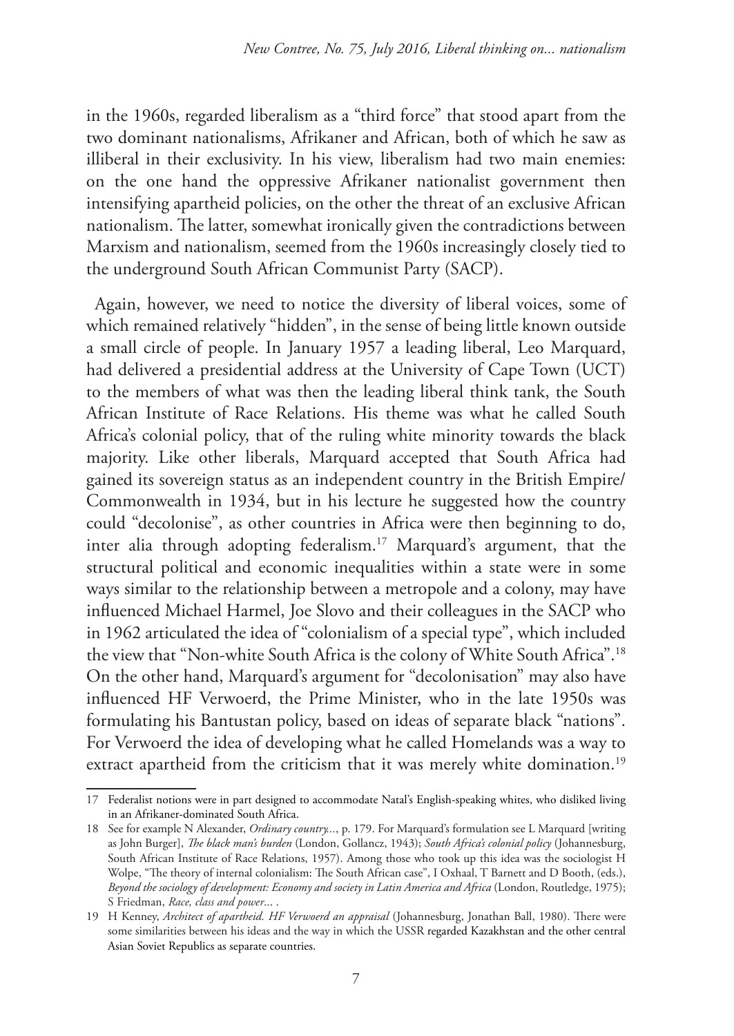in the 1960s, regarded liberalism as a "third force" that stood apart from the two dominant nationalisms, Afrikaner and African, both of which he saw as illiberal in their exclusivity. In his view, liberalism had two main enemies: on the one hand the oppressive Afrikaner nationalist government then intensifying apartheid policies, on the other the threat of an exclusive African nationalism. The latter, somewhat ironically given the contradictions between Marxism and nationalism, seemed from the 1960s increasingly closely tied to the underground South African Communist Party (SACP).

Again, however, we need to notice the diversity of liberal voices, some of which remained relatively "hidden", in the sense of being little known outside a small circle of people. In January 1957 a leading liberal, Leo Marquard, had delivered a presidential address at the University of Cape Town (UCT) to the members of what was then the leading liberal think tank, the South African Institute of Race Relations. His theme was what he called South Africa's colonial policy, that of the ruling white minority towards the black majority. Like other liberals, Marquard accepted that South Africa had gained its sovereign status as an independent country in the British Empire/ Commonwealth in 1934, but in his lecture he suggested how the country could "decolonise", as other countries in Africa were then beginning to do, inter alia through adopting federalism.[17] Marquard's argument, that the structural political and economic inequalities within a state were in some ways similar to the relationship between a metropole and a colony, may have influenced Michael Harmel, Joe Slovo and their colleagues in the SACP who in 1962 articulated the idea of "colonialism of a special type", which included the view that "Non-white South Africa is the colony of White South Africa".[18] On the other hand, Marquard's argument for "decolonisation" may also have influenced HF Verwoerd, the Prime Minister, who in the late 1950s was formulating his Bantustan policy, based on ideas of separate black "nations". For Verwoerd the idea of developing what he called Homelands was a way to extract apartheid from the criticism that it was merely white domination.[19]

17 Federalist notions were in part designed to accommodate Natal's English-speaking whites, who disliked living in an Afrikaner-dominated South Africa.

18 See for example N Alexander, *Ordinary country*..., p. 179. For Marquard's formulation see L Marquard [writing as John Burger], *The black man's burden* (London, Gollancz, 1943); *South Africa's colonial policy* (Johannesburg, South African Institute of Race Relations, 1957). Among those who took up this idea was the sociologist H Wolpe, "The theory of internal colonialism: The South African case", I Oxhaal, T Barnett and D Booth, (eds.), *Beyond the sociology of development: Economy and society in Latin America and Africa* (London, Routledge, 1975); S Friedman, *Race, class and power*... .

19 H Kenney, *Architect of apartheid. HF Verwoerd an appraisal* (Johannesburg, Jonathan Ball, 1980). There were some similarities between his ideas and the way in which the USSR regarded Kazakhstan and the other central Asian Soviet Republics as separate countries.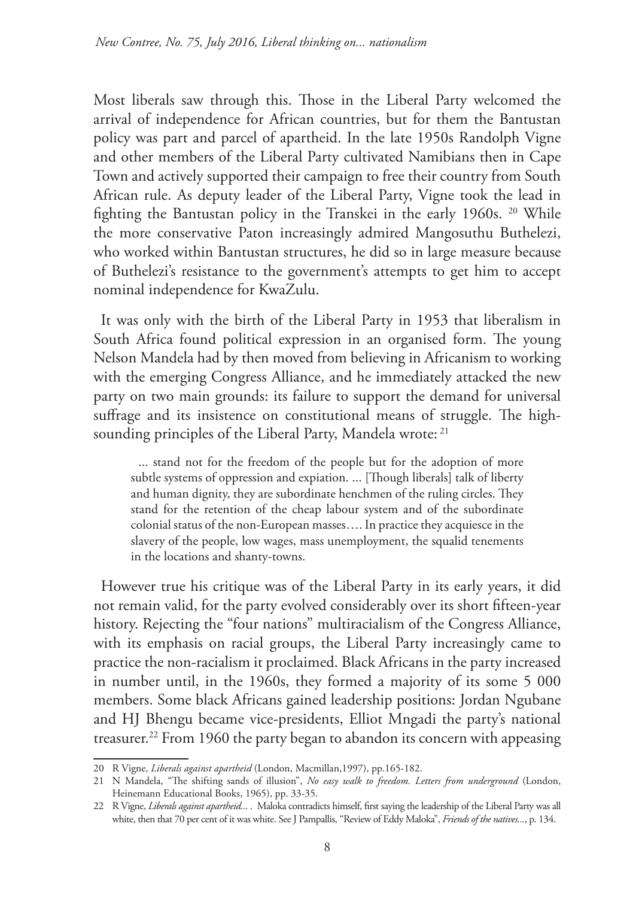Most liberals saw through this. Those in the Liberal Party welcomed the arrival of independence for African countries, but for them the Bantustan policy was part and parcel of apartheid. In the late 1950s Randolph Vigne and other members of the Liberal Party cultivated Namibians then in Cape Town and actively supported their campaign to free their country from South African rule. As deputy leader of the Liberal Party, Vigne took the lead in fighting the Bantustan policy in the Transkei in the early 1960s. [20] While the more conservative Paton increasingly admired Mangosuthu Buthelezi, who worked within Bantustan structures, he did so in large measure because of Buthelezi's resistance to the government's attempts to get him to accept nominal independence for KwaZulu.

It was only with the birth of the Liberal Party in 1953 that liberalism in South Africa found political expression in an organised form. The young Nelson Mandela had by then moved from believing in Africanism to working with the emerging Congress Alliance, and he immediately attacked the new party on two main grounds: its failure to support the demand for universal suffrage and its insistence on constitutional means of struggle. The high-sounding principles of the Liberal Party, Mandela wrote: [21]

> ... stand not for the freedom of the people but for the adoption of more subtle systems of oppression and expiation. ... [Though liberals] talk of liberty and human dignity, they are subordinate henchmen of the ruling circles. They stand for the retention of the cheap labour system and of the subordinate colonial status of the non-European masses…. In practice they acquiesce in the slavery of the people, low wages, mass unemployment, the squalid tenements in the locations and shanty-towns.

However true his critique was of the Liberal Party in its early years, it did not remain valid, for the party evolved considerably over its short fifteen-year history. Rejecting the "four nations" multiracialism of the Congress Alliance, with its emphasis on racial groups, the Liberal Party increasingly came to practice the non-racialism it proclaimed. Black Africans in the party increased in number until, in the 1960s, they formed a majority of its some 5 000 members. Some black Africans gained leadership positions: Jordan Ngubane and HJ Bhengu became vice-presidents, Elliot Mngadi the party's national treasurer.[22] From 1960 the party began to abandon its concern with appeasing

---

20 R Vigne, *Liberals against apartheid* (London, Macmillan,1997), pp.165-182.

21 N Mandela, "The shifting sands of illusion", *No easy walk to freedom. Letters from underground* (London, Heinemann Educational Books, 1965), pp. 33-35.

22 R Vigne, *Liberals against apartheid...* . Maloka contradicts himself, first saying the leadership of the Liberal Party was all white, then that 70 per cent of it was white. See J Pampallis, "Review of Eddy Maloka", *Friends of the natives...*, p. 134.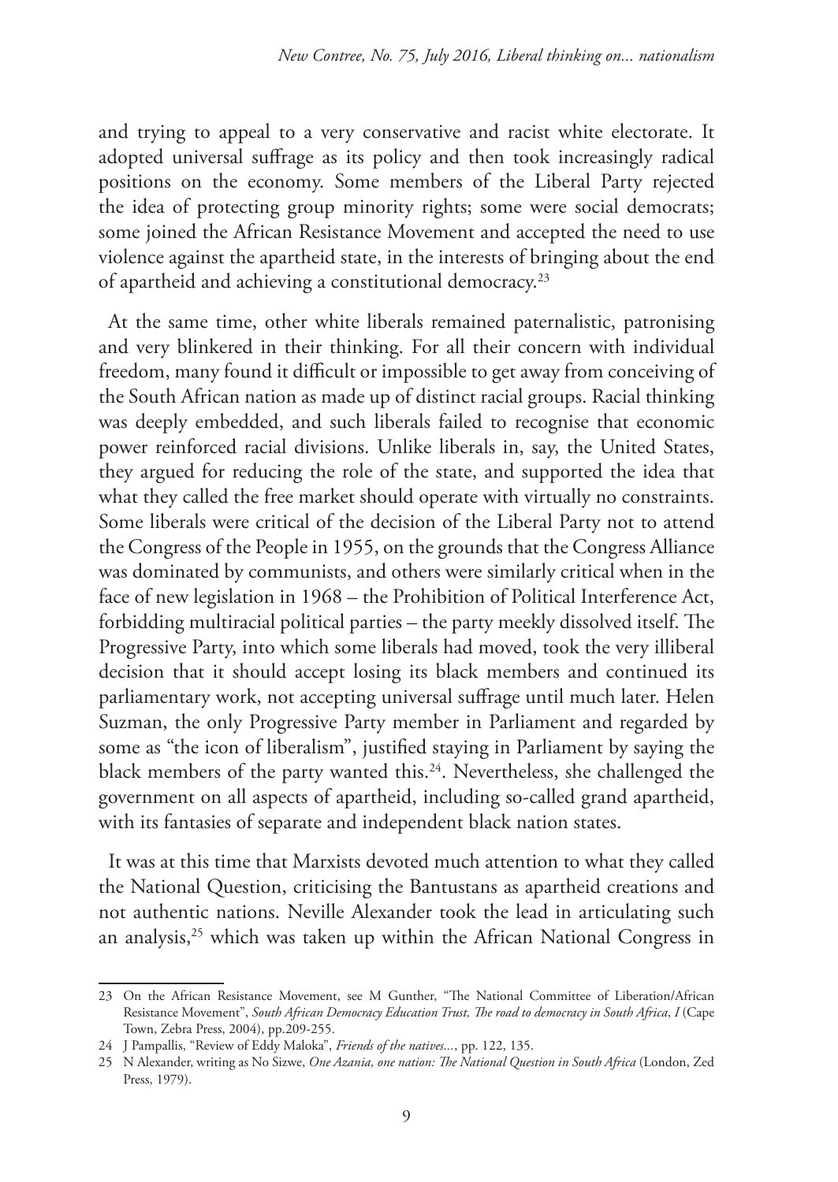and trying to appeal to a very conservative and racist white electorate. It adopted universal suffrage as its policy and then took increasingly radical positions on the economy. Some members of the Liberal Party rejected the idea of protecting group minority rights; some were social democrats; some joined the African Resistance Movement and accepted the need to use violence against the apartheid state, in the interests of bringing about the end of apartheid and achieving a constitutional democracy.[23]

At the same time, other white liberals remained paternalistic, patronising and very blinkered in their thinking. For all their concern with individual freedom, many found it difficult or impossible to get away from conceiving of the South African nation as made up of distinct racial groups. Racial thinking was deeply embedded, and such liberals failed to recognise that economic power reinforced racial divisions. Unlike liberals in, say, the United States, they argued for reducing the role of the state, and supported the idea that what they called the free market should operate with virtually no constraints. Some liberals were critical of the decision of the Liberal Party not to attend the Congress of the People in 1955, on the grounds that the Congress Alliance was dominated by communists, and others were similarly critical when in the face of new legislation in 1968 – the Prohibition of Political Interference Act, forbidding multiracial political parties – the party meekly dissolved itself. The Progressive Party, into which some liberals had moved, took the very illiberal decision that it should accept losing its black members and continued its parliamentary work, not accepting universal suffrage until much later. Helen Suzman, the only Progressive Party member in Parliament and regarded by some as "the icon of liberalism", justified staying in Parliament by saying the black members of the party wanted this.[24]. Nevertheless, she challenged the government on all aspects of apartheid, including so-called grand apartheid, with its fantasies of separate and independent black nation states.

It was at this time that Marxists devoted much attention to what they called the National Question, criticising the Bantustans as apartheid creations and not authentic nations. Neville Alexander took the lead in articulating such an analysis,[25] which was taken up within the African National Congress in

23 On the African Resistance Movement, see M Gunther, "The National Committee of Liberation/African Resistance Movement", *South African Democracy Education Trust, The road to democracy in South Africa*, *I* (Cape Town, Zebra Press, 2004), pp.209-255.

24 J Pampallis, "Review of Eddy Maloka", *Friends of the natives...*, pp. 122, 135.

25 N Alexander, writing as No Sizwe, *One Azania, one nation: The National Question in South Africa* (London, Zed Press, 1979).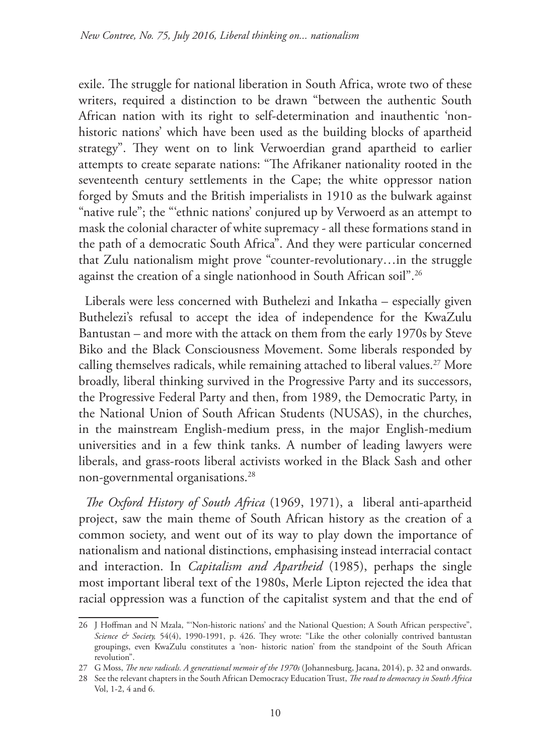exile. The struggle for national liberation in South Africa, wrote two of these writers, required a distinction to be drawn "between the authentic South African nation with its right to self-determination and inauthentic 'non-historic nations' which have been used as the building blocks of apartheid strategy". They went on to link Verwoerdian grand apartheid to earlier attempts to create separate nations: "The Afrikaner nationality rooted in the seventeenth century settlements in the Cape; the white oppressor nation forged by Smuts and the British imperialists in 1910 as the bulwark against "native rule"; the "'ethnic nations' conjured up by Verwoerd as an attempt to mask the colonial character of white supremacy - all these formations stand in the path of a democratic South Africa". And they were particular concerned that Zulu nationalism might prove "counter-revolutionary…in the struggle against the creation of a single nationhood in South African soil".[26]

Liberals were less concerned with Buthelezi and Inkatha – especially given Buthelezi's refusal to accept the idea of independence for the KwaZulu Bantustan – and more with the attack on them from the early 1970s by Steve Biko and the Black Consciousness Movement. Some liberals responded by calling themselves radicals, while remaining attached to liberal values.[27] More broadly, liberal thinking survived in the Progressive Party and its successors, the Progressive Federal Party and then, from 1989, the Democratic Party, in the National Union of South African Students (NUSAS), in the churches, in the mainstream English-medium press, in the major English-medium universities and in a few think tanks. A number of leading lawyers were liberals, and grass-roots liberal activists worked in the Black Sash and other non-governmental organisations.[28]

*The Oxford History of South Africa* (1969, 1971), a liberal anti-apartheid project, saw the main theme of South African history as the creation of a common society, and went out of its way to play down the importance of nationalism and national distinctions, emphasising instead interracial contact and interaction. In *Capitalism and Apartheid* (1985), perhaps the single most important liberal text of the 1980s, Merle Lipton rejected the idea that racial oppression was a function of the capitalist system and that the end of

---

26 J Hoffman and N Mzala, "'Non-historic nations' and the National Question; A South African perspective", *Science & Society,* 54(4), 1990-1991, p. 426. They wrote: "Like the other colonially contrived bantustan groupings, even KwaZulu constitutes a 'non- historic nation' from the standpoint of the South African revolution".

27 G Moss, *The new radicals. A generational memoir of the 1970s* (Johannesburg, Jacana, 2014), p. 32 and onwards.

28 See the relevant chapters in the South African Democracy Education Trust, *The road to democracy in South Africa* Vol, 1-2, 4 and 6.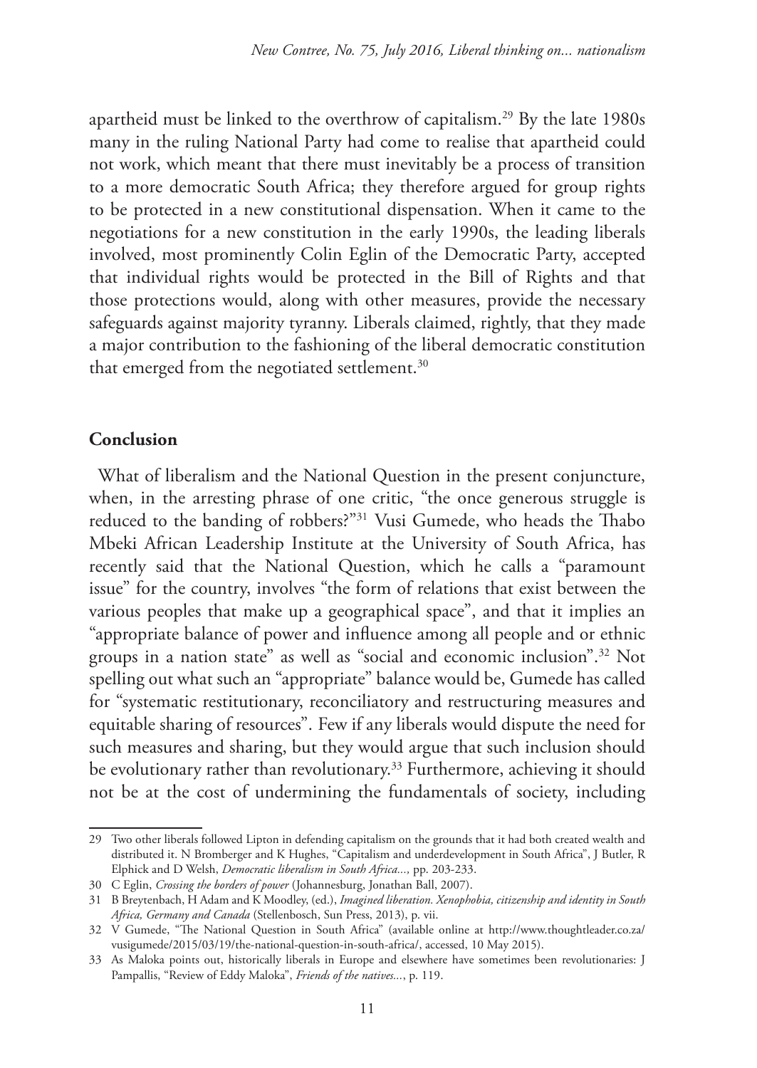apartheid must be linked to the overthrow of capitalism.[29] By the late 1980s many in the ruling National Party had come to realise that apartheid could not work, which meant that there must inevitably be a process of transition to a more democratic South Africa; they therefore argued for group rights to be protected in a new constitutional dispensation. When it came to the negotiations for a new constitution in the early 1990s, the leading liberals involved, most prominently Colin Eglin of the Democratic Party, accepted that individual rights would be protected in the Bill of Rights and that those protections would, along with other measures, provide the necessary safeguards against majority tyranny. Liberals claimed, rightly, that they made a major contribution to the fashioning of the liberal democratic constitution that emerged from the negotiated settlement.[30]

## Conclusion

What of liberalism and the National Question in the present conjuncture, when, in the arresting phrase of one critic, "the once generous struggle is reduced to the banding of robbers?"[31] Vusi Gumede, who heads the Thabo Mbeki African Leadership Institute at the University of South Africa, has recently said that the National Question, which he calls a "paramount issue" for the country, involves "the form of relations that exist between the various peoples that make up a geographical space", and that it implies an "appropriate balance of power and influence among all people and or ethnic groups in a nation state" as well as "social and economic inclusion".[32] Not spelling out what such an "appropriate" balance would be, Gumede has called for "systematic restitutionary, reconciliatory and restructuring measures and equitable sharing of resources". Few if any liberals would dispute the need for such measures and sharing, but they would argue that such inclusion should be evolutionary rather than revolutionary.[33] Furthermore, achieving it should not be at the cost of undermining the fundamentals of society, including

---

29 Two other liberals followed Lipton in defending capitalism on the grounds that it had both created wealth and distributed it. N Bromberger and K Hughes, "Capitalism and underdevelopment in South Africa", J Butler, R Elphick and D Welsh, *Democratic liberalism in South Africa...,* pp. 203-233.

30 C Eglin, *Crossing the borders of power* (Johannesburg, Jonathan Ball, 2007).

31 B Breytenbach, H Adam and K Moodley, (ed.), *Imagined liberation. Xenophobia, citizenship and identity in South Africa, Germany and Canada* (Stellenbosch, Sun Press, 2013), p. vii.

32 V Gumede, "The National Question in South Africa" (available online at http://www.thoughtleader.co.za/vusigumede/2015/03/19/the-national-question-in-south-africa/, accessed, 10 May 2015).

33 As Maloka points out, historically liberals in Europe and elsewhere have sometimes been revolutionaries: J Pampallis, "Review of Eddy Maloka", *Friends of the natives...*, p. 119.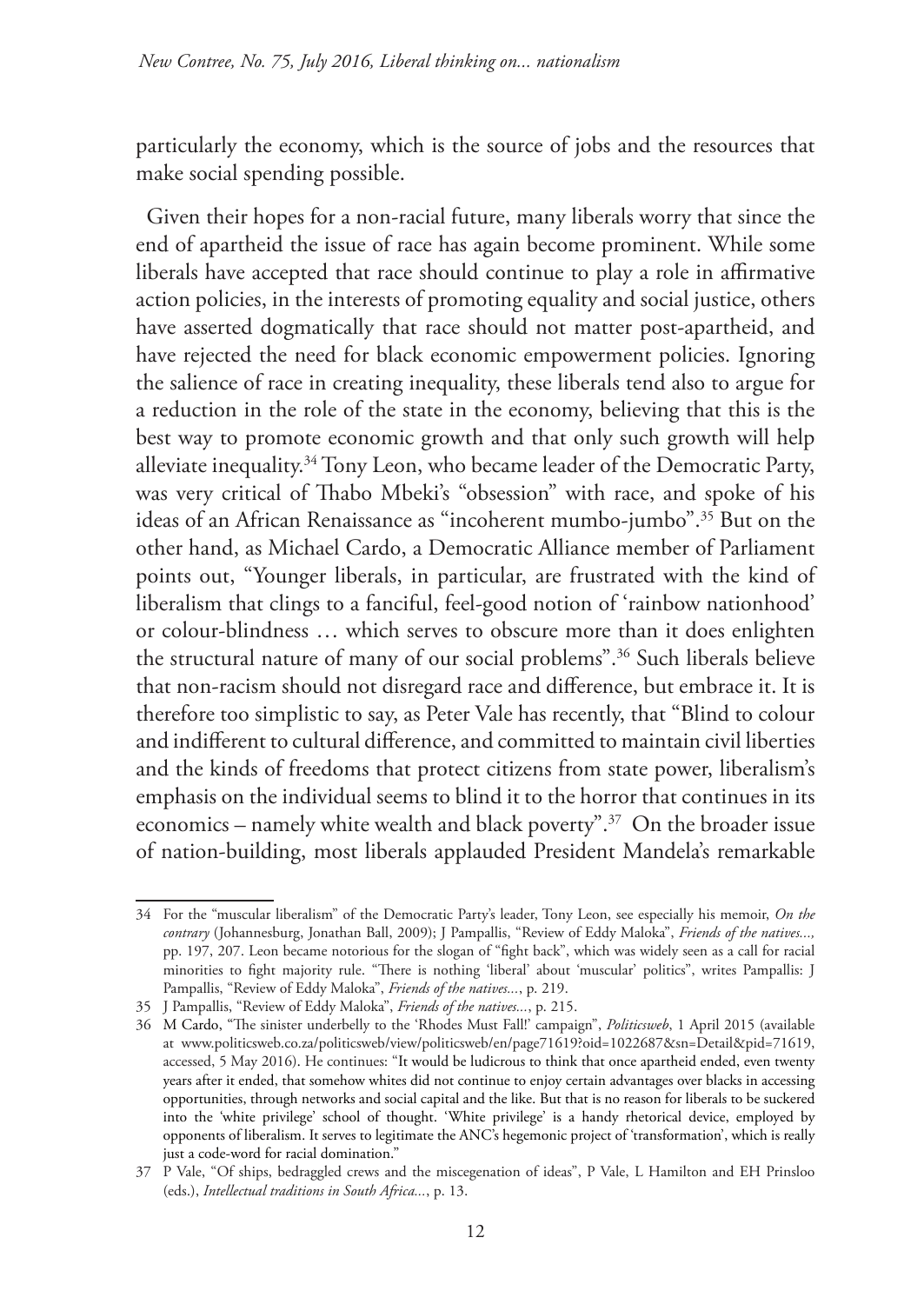particularly the economy, which is the source of jobs and the resources that make social spending possible.

Given their hopes for a non-racial future, many liberals worry that since the end of apartheid the issue of race has again become prominent. While some liberals have accepted that race should continue to play a role in affirmative action policies, in the interests of promoting equality and social justice, others have asserted dogmatically that race should not matter post-apartheid, and have rejected the need for black economic empowerment policies. Ignoring the salience of race in creating inequality, these liberals tend also to argue for a reduction in the role of the state in the economy, believing that this is the best way to promote economic growth and that only such growth will help alleviate inequality.[34] Tony Leon, who became leader of the Democratic Party, was very critical of Thabo Mbeki's "obsession" with race, and spoke of his ideas of an African Renaissance as "incoherent mumbo-jumbo".[35] But on the other hand, as Michael Cardo, a Democratic Alliance member of Parliament points out, "Younger liberals, in particular, are frustrated with the kind of liberalism that clings to a fanciful, feel-good notion of 'rainbow nationhood' or colour-blindness … which serves to obscure more than it does enlighten the structural nature of many of our social problems".[36] Such liberals believe that non-racism should not disregard race and difference, but embrace it. It is therefore too simplistic to say, as Peter Vale has recently, that "Blind to colour and indifferent to cultural difference, and committed to maintain civil liberties and the kinds of freedoms that protect citizens from state power, liberalism's emphasis on the individual seems to blind it to the horror that continues in its economics – namely white wealth and black poverty".[37] On the broader issue of nation-building, most liberals applauded President Mandela's remarkable

---

34 For the "muscular liberalism" of the Democratic Party's leader, Tony Leon, see especially his memoir, *On the contrary* (Johannesburg, Jonathan Ball, 2009); J Pampallis, "Review of Eddy Maloka", *Friends of the natives...,* pp. 197, 207. Leon became notorious for the slogan of "fight back", which was widely seen as a call for racial minorities to fight majority rule. "There is nothing 'liberal' about 'muscular' politics", writes Pampallis: J Pampallis, "Review of Eddy Maloka", *Friends of the natives...*, p. 219.

35 J Pampallis, "Review of Eddy Maloka", *Friends of the natives...*, p. 215.

36 M Cardo, "The sinister underbelly to the 'Rhodes Must Fall!' campaign", *Politicsweb*, 1 April 2015 (available at www.politicsweb.co.za/politicsweb/view/politicsweb/en/page71619?oid=1022687&sn=Detail&pid=71619, accessed, 5 May 2016). He continues: "It would be ludicrous to think that once apartheid ended, even twenty years after it ended, that somehow whites did not continue to enjoy certain advantages over blacks in accessing opportunities, through networks and social capital and the like. But that is no reason for liberals to be suckered into the 'white privilege' school of thought. 'White privilege' is a handy rhetorical device, employed by opponents of liberalism. It serves to legitimate the ANC's hegemonic project of 'transformation', which is really just a code-word for racial domination."

37 P Vale, "Of ships, bedraggled crews and the miscegenation of ideas", P Vale, L Hamilton and EH Prinsloo (eds.), *Intellectual traditions in South Africa...*, p. 13.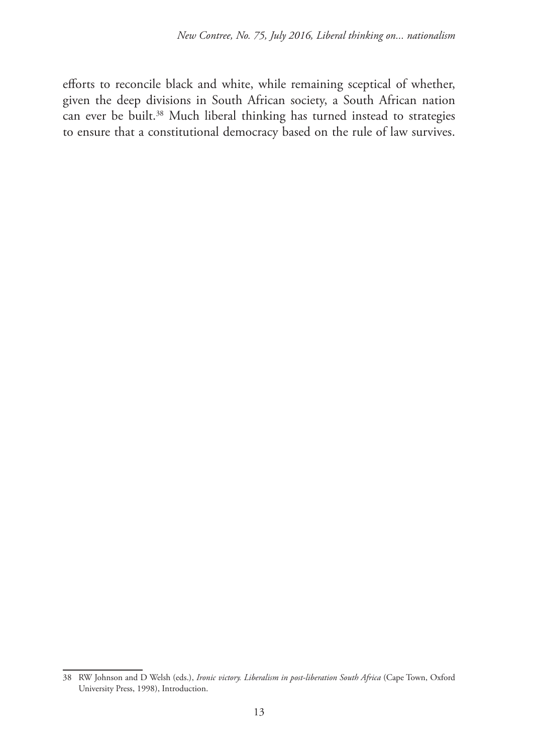efforts to reconcile black and white, while remaining sceptical of whether, given the deep divisions in South African society, a South African nation can ever be built.[38] Much liberal thinking has turned instead to strategies to ensure that a constitutional democracy based on the rule of law survives.

---

38 RW Johnson and D Welsh (eds.), *Ironic victory. Liberalism in post-liberation South Africa* (Cape Town, Oxford University Press, 1998), Introduction.